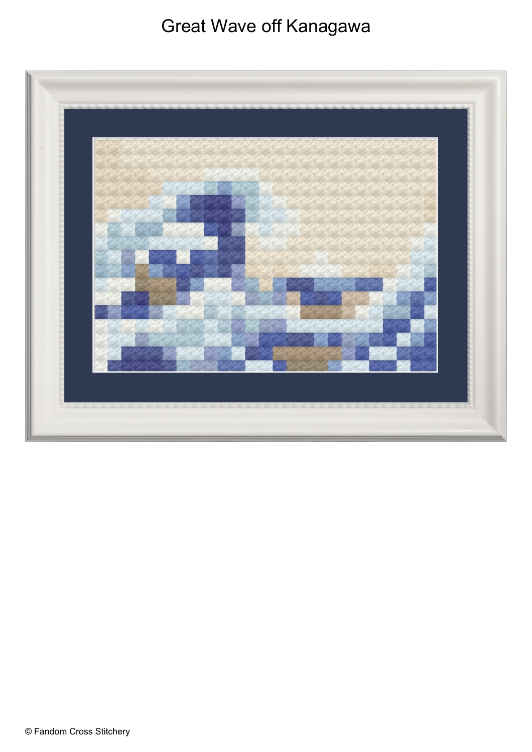# Great Wave off Kanagawa

© Fandom Cross Stitchery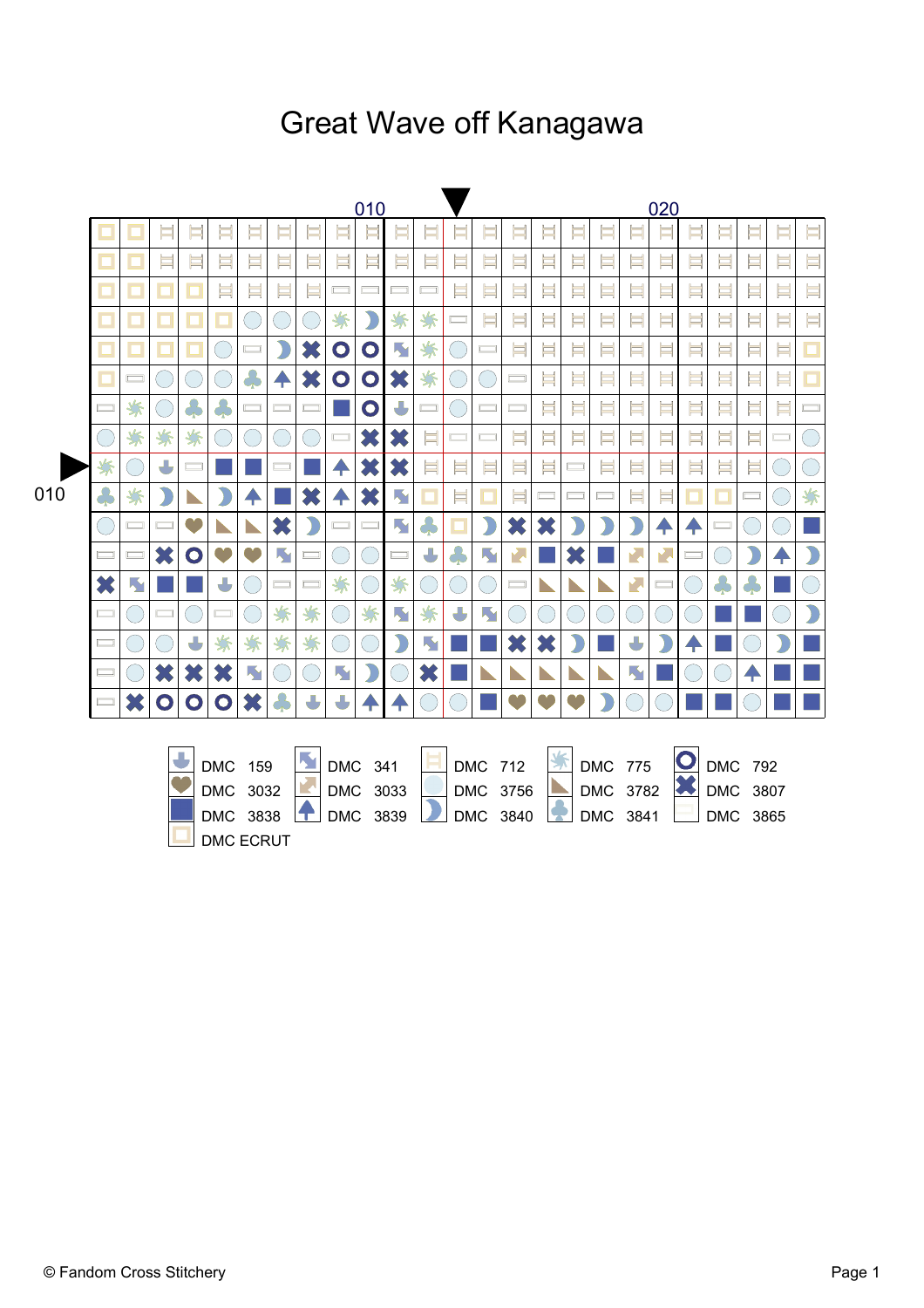# Great Wave off Kanagawa

| | |
|---|---|
| DMC 159 | DMC 341 |
| DMC 3032 | DMC 3033 |
| DMC 3838 | DMC 3839 |
| DMC ECRUT | |

| | | |
|---|---|---|
| DMC 712 | DMC 775 | DMC 792 |
| DMC 3756 | DMC 3782 | DMC 3807 |
| DMC 3840 | DMC 3841 | DMC 3865 |

© Fandom Cross Stitchery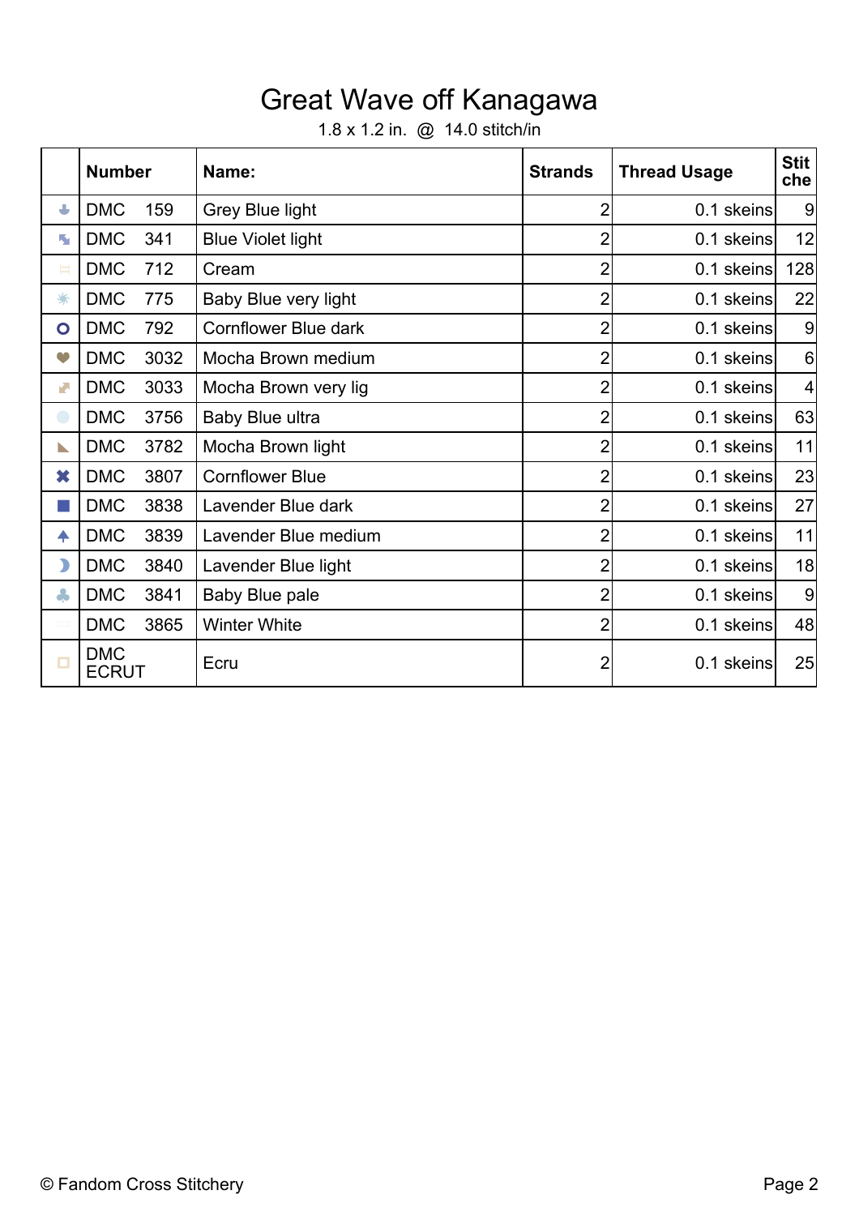# Great Wave off Kanagawa

1.8 x 1.2 in. @ 14.0 stitch/in

| | Number | Name: | Strands | Thread Usage | Stitche |
|---|---|---|---|---|---|
| | DMC 159 | Grey Blue light | 2 | 0.1 skeins | 9 |
| | DMC 341 | Blue Violet light | 2 | 0.1 skeins | 12 |
| | DMC 712 | Cream | 2 | 0.1 skeins | 128 |
| | DMC 775 | Baby Blue very light | 2 | 0.1 skeins | 22 |
| | DMC 792 | Cornflower Blue dark | 2 | 0.1 skeins | 9 |
| | DMC 3032 | Mocha Brown medium | 2 | 0.1 skeins | 6 |
| | DMC 3033 | Mocha Brown very lig | 2 | 0.1 skeins | 4 |
| | DMC 3756 | Baby Blue ultra | 2 | 0.1 skeins | 63 |
| | DMC 3782 | Mocha Brown light | 2 | 0.1 skeins | 11 |
| | DMC 3807 | Cornflower Blue | 2 | 0.1 skeins | 23 |
| | DMC 3838 | Lavender Blue dark | 2 | 0.1 skeins | 27 |
| | DMC 3839 | Lavender Blue medium | 2 | 0.1 skeins | 11 |
| | DMC 3840 | Lavender Blue light | 2 | 0.1 skeins | 18 |
| | DMC 3841 | Baby Blue pale | 2 | 0.1 skeins | 9 |
| | DMC 3865 | Winter White | 2 | 0.1 skeins | 48 |
| | DMC ECRUT | Ecru | 2 | 0.1 skeins | 25 |

© Fandom Cross Stitchery